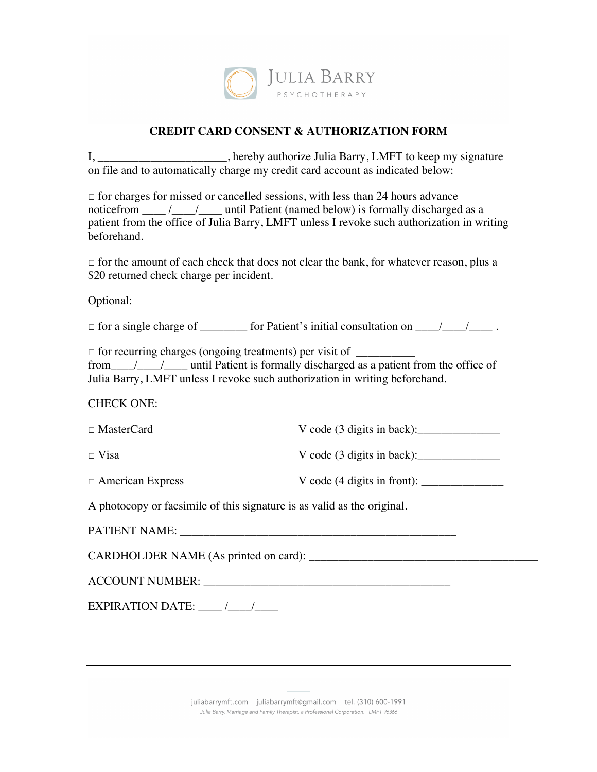JULIA BARRY
PSYCHOTHERAPY

## CREDIT CARD CONSENT & AUTHORIZATION FORM

I, ______________________, hereby authorize Julia Barry, LMFT to keep my signature on file and to automatically charge my credit card account as indicated below:

□ for charges for missed or cancelled sessions, with less than 24 hours advance noticefrom ____ /____/____ until Patient (named below) is formally discharged as a patient from the office of Julia Barry, LMFT unless I revoke such authorization in writing beforehand.

□ for the amount of each check that does not clear the bank, for whatever reason, plus a $20 returned check charge per incident.

Optional:

□ for a single charge of ________ for Patient's initial consultation on ____/____/____ .

□ for recurring charges (ongoing treatments) per visit of __________ from____/____/____ until Patient is formally discharged as a patient from the office of Julia Barry, LMFT unless I revoke such authorization in writing beforehand.

CHECK ONE:

□ MasterCard V code (3 digits in back):______________

□ Visa V code (3 digits in back):______________

□ American Express V code (4 digits in front): ______________

A photocopy or facsimile of this signature is as valid as the original.

PATIENT NAME: ________________________________________________

CARDHOLDER NAME (As printed on card): ________________________________________

ACCOUNT NUMBER: ___________________________________________

EXPIRATION DATE: ____ /____/____

juliabarrymft.com juliabarrymft@gmail.com tel. (310) 600-1991

*Julia Barry, Marriage and Family Therapist, a Professional Corporation. LMFT 96366*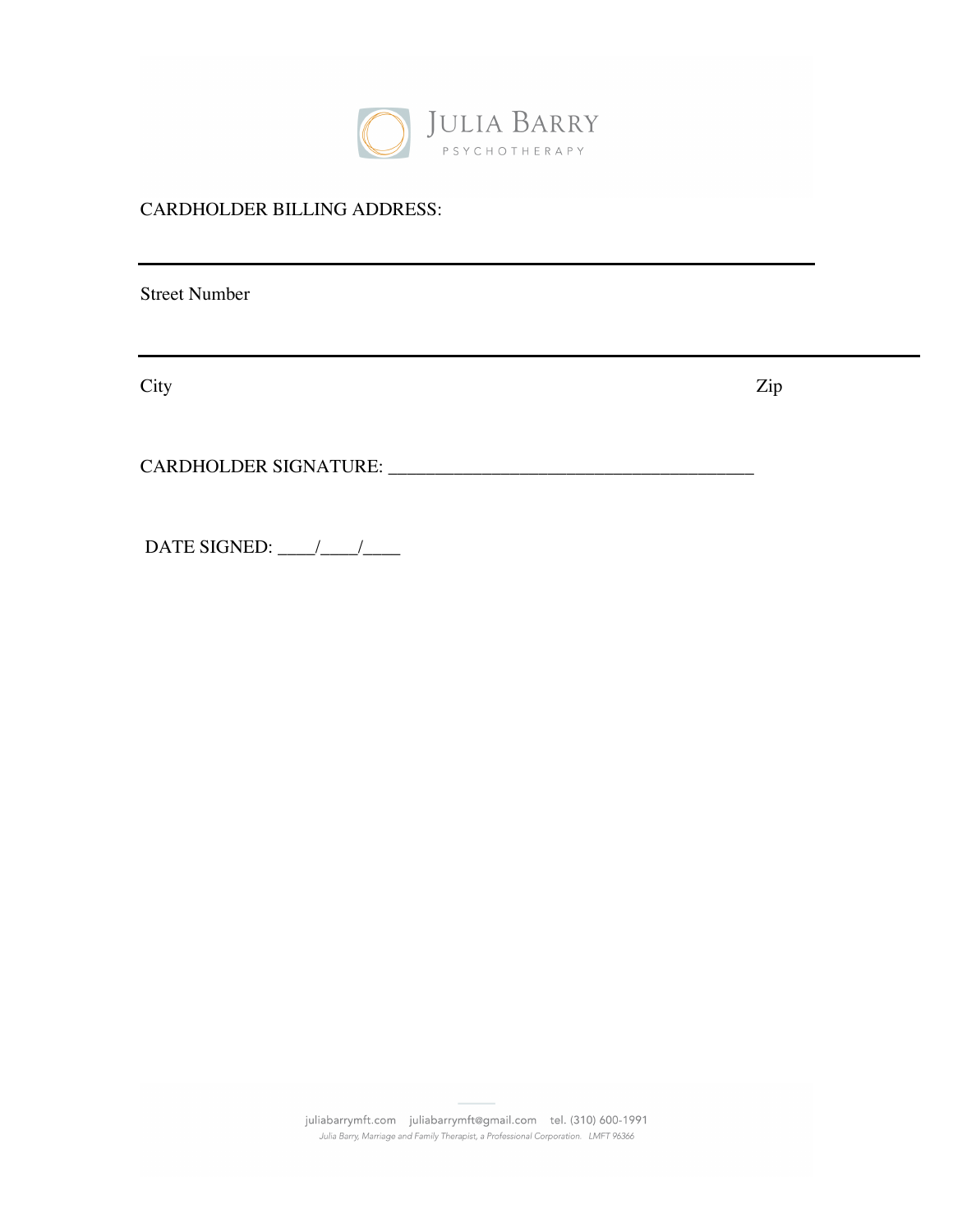CARDHOLDER BILLING ADDRESS:

___________________________________________________________

Street Number

___________________________________________________________

City Zip

CARDHOLDER SIGNATURE: ________________________________________

DATE SIGNED: ____/____/____